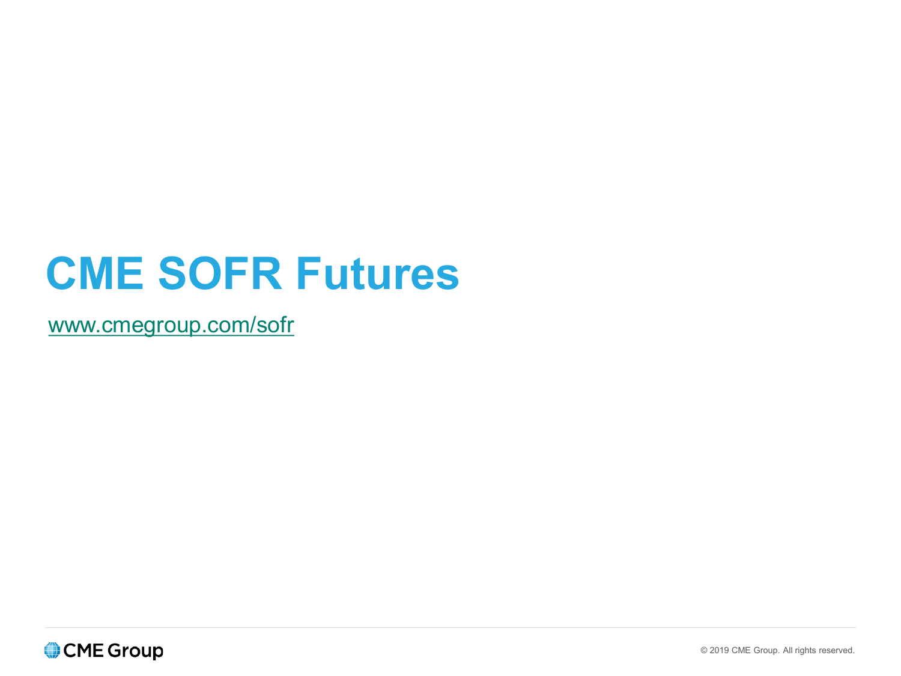# CME SOFR Futures

[www.cmegroup.com/sofr](http://www.cmegroup.com/sofr)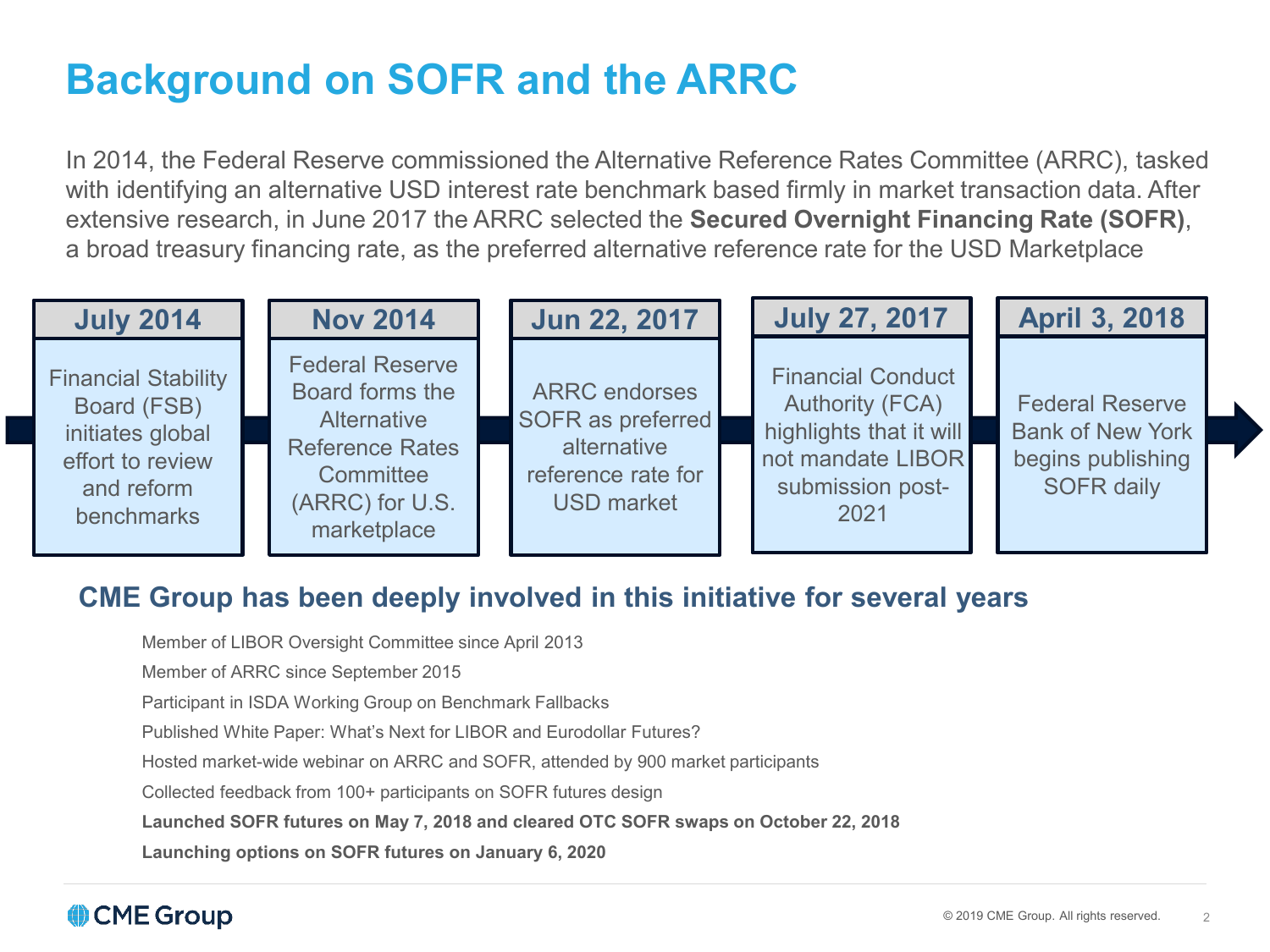# Background on SOFR and the ARRC

In 2014, the Federal Reserve commissioned the Alternative Reference Rates Committee (ARRC), tasked with identifying an alternative USD interest rate benchmark based firmly in market transaction data. After extensive research, in June 2017 the ARRC selected the **Secured Overnight Financing Rate (SOFR)**, a broad treasury financing rate, as the preferred alternative reference rate for the USD Marketplace

| July 2014 | Nov 2014 | Jun 22, 2017 | July 27, 2017 | April 3, 2018 |
|---|---|---|---|---|
| Financial Stability Board (FSB) initiates global effort to review and reform benchmarks | Federal Reserve Board forms the Alternative Reference Rates Committee (ARRC) for U.S. marketplace | ARRC endorses SOFR as preferred alternative reference rate for USD market | Financial Conduct Authority (FCA) highlights that it will not mandate LIBOR submission post-2021 | Federal Reserve Bank of New York begins publishing SOFR daily |

## CME Group has been deeply involved in this initiative for several years

- Member of LIBOR Oversight Committee since April 2013
- Member of ARRC since September 2015
- Participant in ISDA Working Group on Benchmark Fallbacks
- Published White Paper: What's Next for LIBOR and Eurodollar Futures?
- Hosted market-wide webinar on ARRC and SOFR, attended by 900 market participants
- Collected feedback from 100+ participants on SOFR futures design
- **Launched SOFR futures on May 7, 2018 and cleared OTC SOFR swaps on October 22, 2018**
- **Launching options on SOFR futures on January 6, 2020**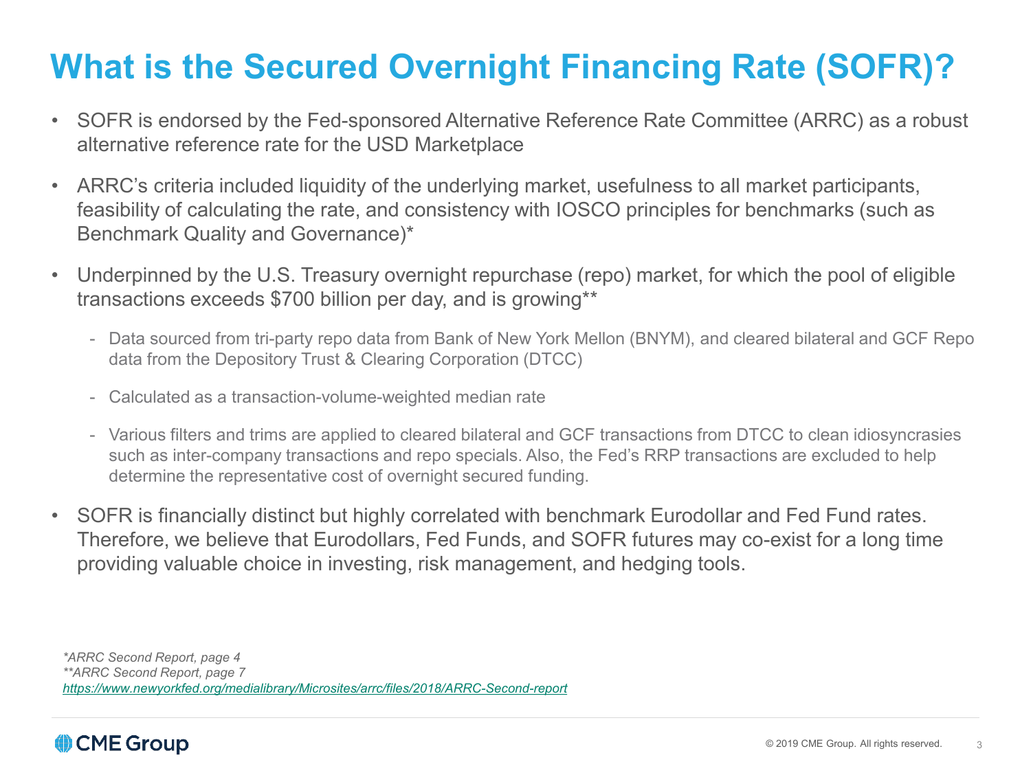# What is the Secured Overnight Financing Rate (SOFR)?

- SOFR is endorsed by the Fed-sponsored Alternative Reference Rate Committee (ARRC) as a robust alternative reference rate for the USD Marketplace
- ARRC's criteria included liquidity of the underlying market, usefulness to all market participants, feasibility of calculating the rate, and consistency with IOSCO principles for benchmarks (such as Benchmark Quality and Governance)*
- Underpinned by the U.S. Treasury overnight repurchase (repo) market, for which the pool of eligible transactions exceeds $700 billion per day, and is growing**
    - Data sourced from tri-party repo data from Bank of New York Mellon (BNYM), and cleared bilateral and GCF Repo data from the Depository Trust & Clearing Corporation (DTCC)
    - Calculated as a transaction-volume-weighted median rate
    - Various filters and trims are applied to cleared bilateral and GCF transactions from DTCC to clean idiosyncrasies such as inter-company transactions and repo specials. Also, the Fed's RRP transactions are excluded to help determine the representative cost of overnight secured funding.
- SOFR is financially distinct but highly correlated with benchmark Eurodollar and Fed Fund rates. Therefore, we believe that Eurodollars, Fed Funds, and SOFR futures may co-exist for a long time providing valuable choice in investing, risk management, and hedging tools.

*\*ARRC Second Report, page 4*
*\*\*ARRC Second Report, page 7*
*https://www.newyorkfed.org/medialibrary/Microsites/arrc/files/2018/ARRC-Second-report*

CME Group

© 2019 CME Group. All rights reserved.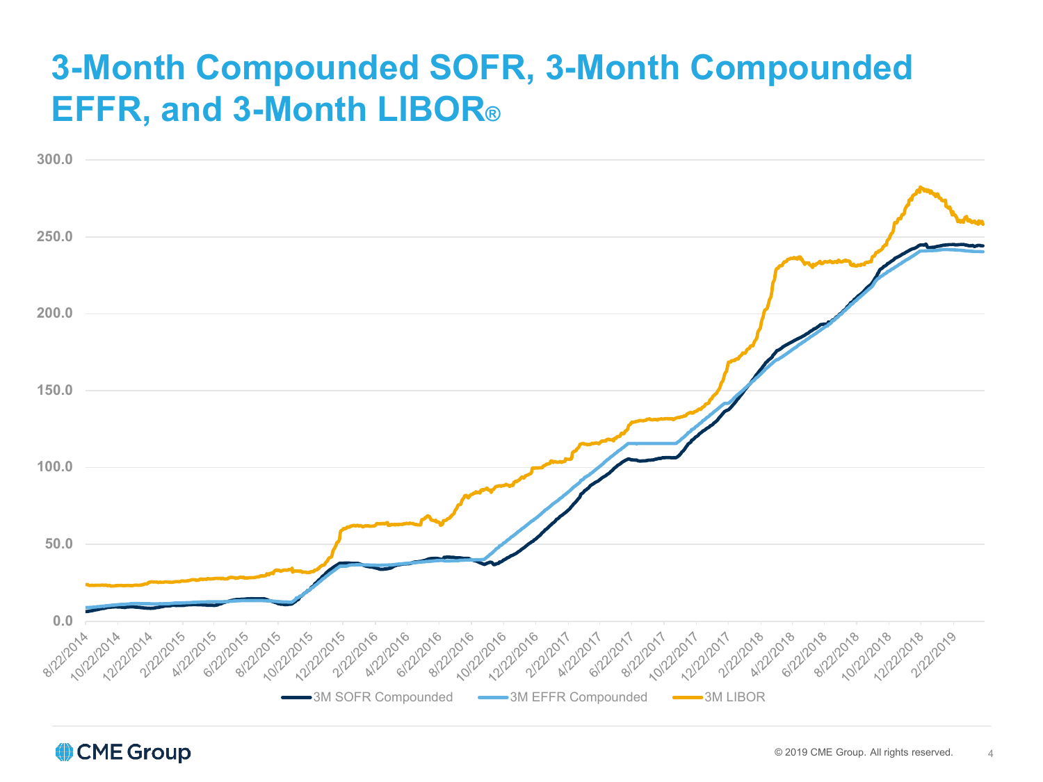# 3-Month Compounded SOFR, 3-Month Compounded EFFR, and 3-Month LIBOR®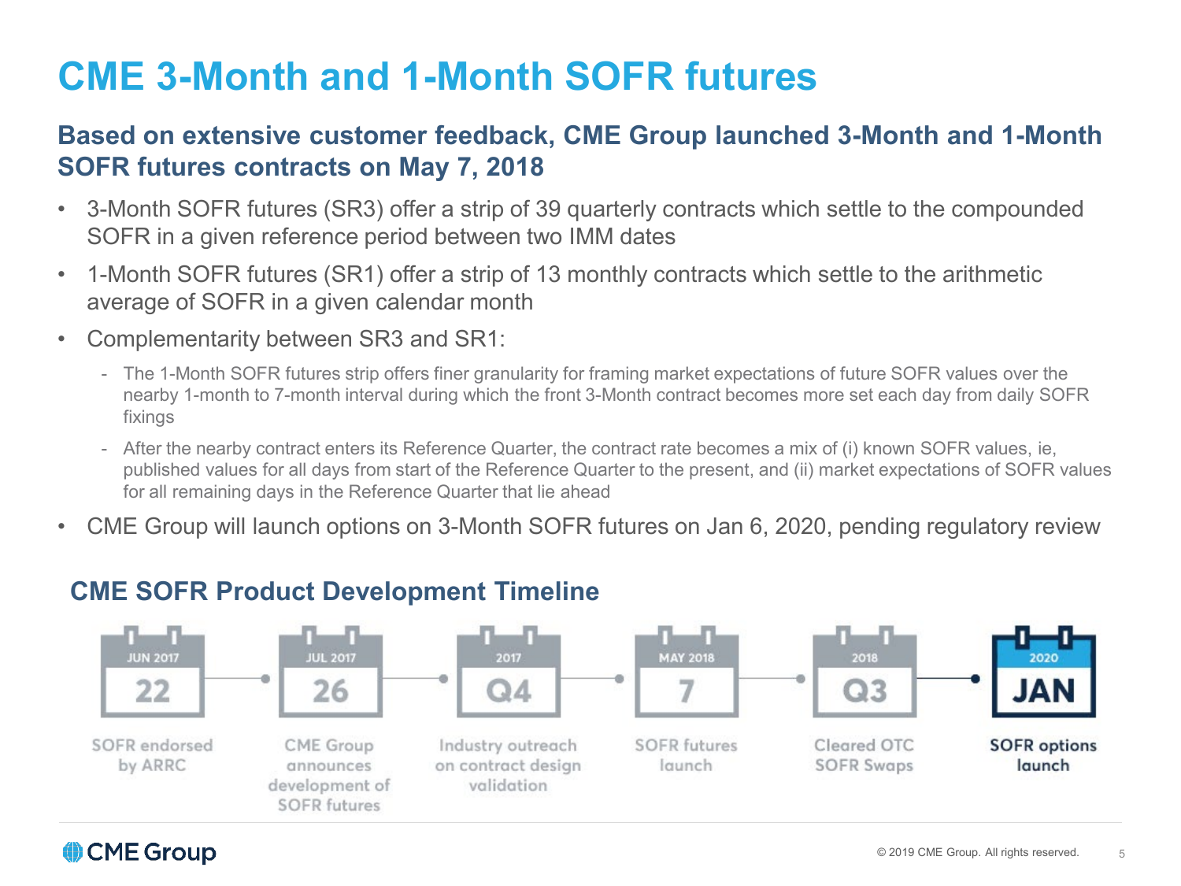# CME 3-Month and 1-Month SOFR futures

**Based on extensive customer feedback, CME Group launched 3-Month and 1-Month SOFR futures contracts on May 7, 2018**

- 3-Month SOFR futures (SR3) offer a strip of 39 quarterly contracts which settle to the compounded SOFR in a given reference period between two IMM dates
- 1-Month SOFR futures (SR1) offer a strip of 13 monthly contracts which settle to the arithmetic average of SOFR in a given calendar month
- Complementarity between SR3 and SR1:
  - The 1-Month SOFR futures strip offers finer granularity for framing market expectations of future SOFR values over the nearby 1-month to 7-month interval during which the front 3-Month contract becomes more set each day from daily SOFR fixings
  - After the nearby contract enters its Reference Quarter, the contract rate becomes a mix of (i) known SOFR values, ie, published values for all days from start of the Reference Quarter to the present, and (ii) market expectations of SOFR values for all remaining days in the Reference Quarter that lie ahead
- CME Group will launch options on 3-Month SOFR futures on Jan 6, 2020, pending regulatory review

## CME SOFR Product Development Timeline

| Date | Event |
|---|---|
| JUN 2017 22 | SOFR endorsed by ARRC |
| JUL 2017 26 | CME Group announces development of SOFR futures |
| 2017 Q4 | Industry outreach on contract design validation |
| MAY 2018 7 | SOFR futures launch |
| 2018 Q3 | Cleared OTC SOFR Swaps |
| 2020 JAN | **SOFR options launch** |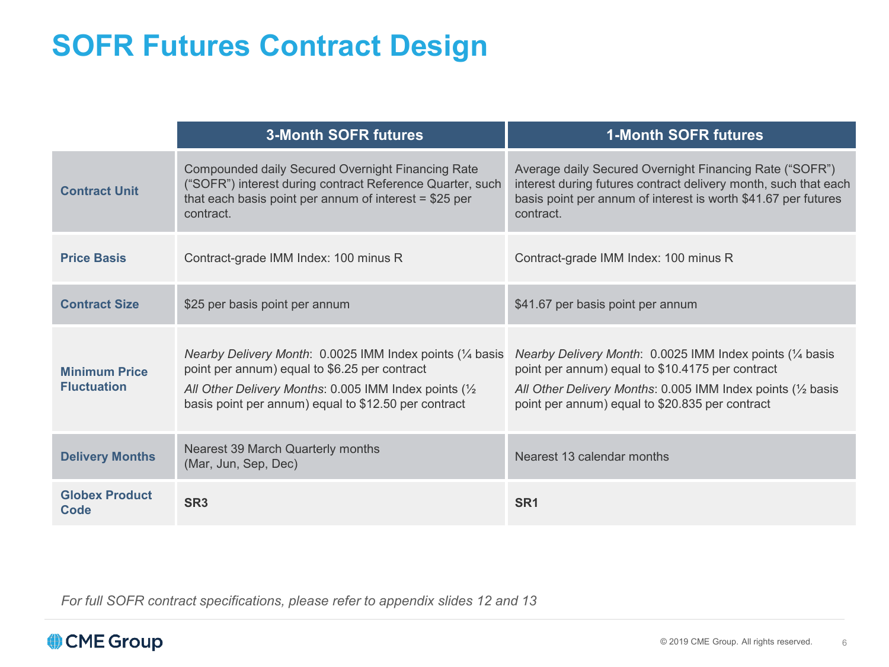# SOFR Futures Contract Design

| | 3-Month SOFR futures | 1-Month SOFR futures |
|---|---|---|
| **Contract Unit** | Compounded daily Secured Overnight Financing Rate ("SOFR") interest during contract Reference Quarter, such that each basis point per annum of interest = $25 per contract. | Average daily Secured Overnight Financing Rate ("SOFR") interest during futures contract delivery month, such that each basis point per annum of interest is worth $41.67 per futures contract. |
| **Price Basis** | Contract-grade IMM Index: 100 minus R | Contract-grade IMM Index: 100 minus R |
| **Contract Size** | $25 per basis point per annum | $41.67 per basis point per annum |
| **Minimum Price Fluctuation** | *Nearby Delivery Month*: 0.0025 IMM Index points (¼ basis point per annum) equal to $6.25 per contract<br>*All Other Delivery Months*: 0.005 IMM Index points (½ basis point per annum) equal to $12.50 per contract | *Nearby Delivery Month*: 0.0025 IMM Index points (¼ basis point per annum) equal to $10.4175 per contract<br>*All Other Delivery Months*: 0.005 IMM Index points (½ basis point per annum) equal to $20.835 per contract |
| **Delivery Months** | Nearest 39 March Quarterly months (Mar, Jun, Sep, Dec) | Nearest 13 calendar months |
| **Globex Product Code** | **SR3** | **SR1** |

*For full SOFR contract specifications, please refer to appendix slides 12 and 13*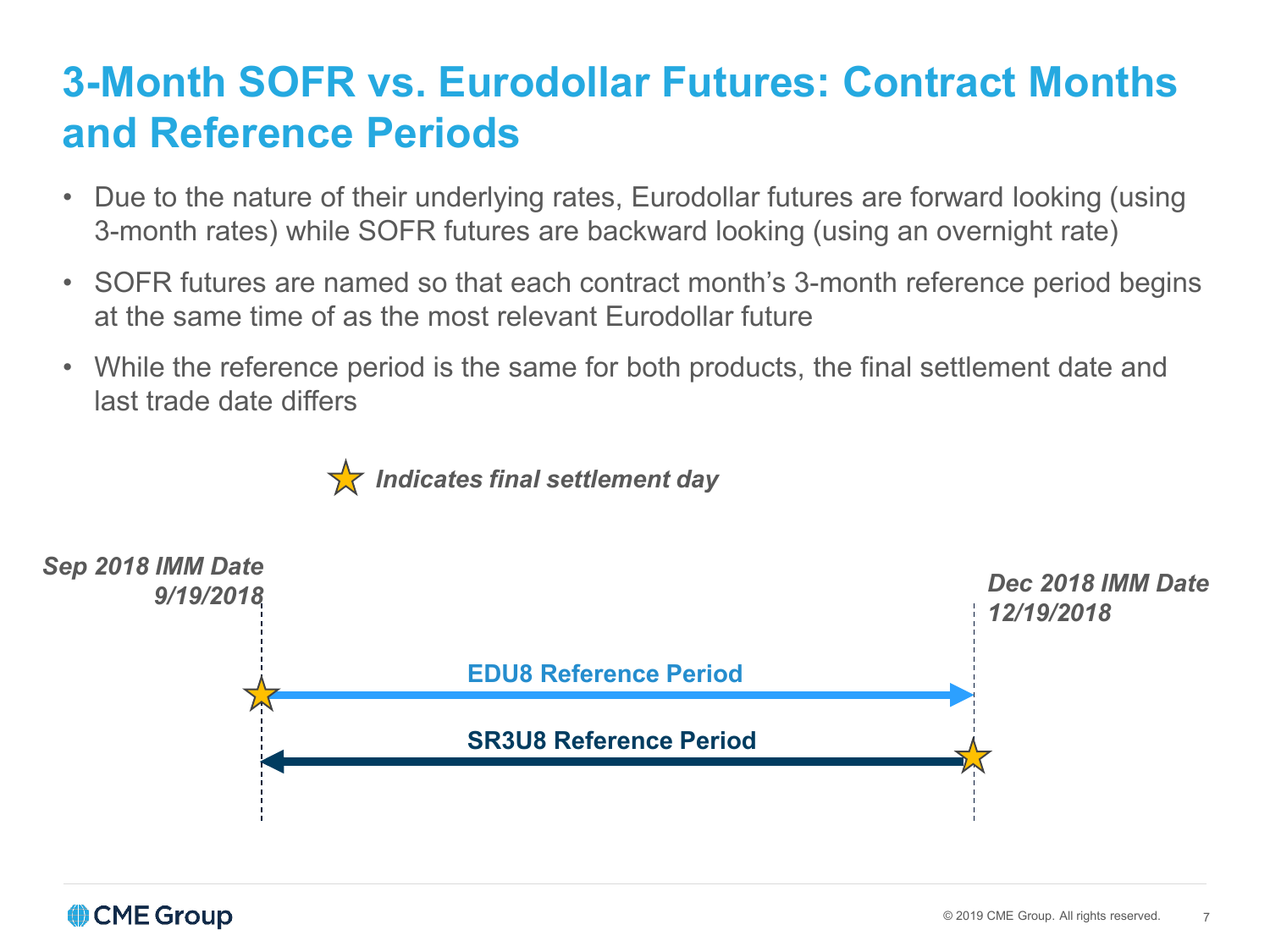# 3-Month SOFR vs. Eurodollar Futures: Contract Months and Reference Periods

- Due to the nature of their underlying rates, Eurodollar futures are forward looking (using 3-month rates) while SOFR futures are backward looking (using an overnight rate)
- SOFR futures are named so that each contract month's 3-month reference period begins at the same time of as the most relevant Eurodollar future
- While the reference period is the same for both products, the final settlement date and last trade date differs

***Indicates final settlement day***

***Sep 2018 IMM Date 9/19/2018***

***Dec 2018 IMM Date 12/19/2018***

**EDU8 Reference Period**

**SR3U8 Reference Period**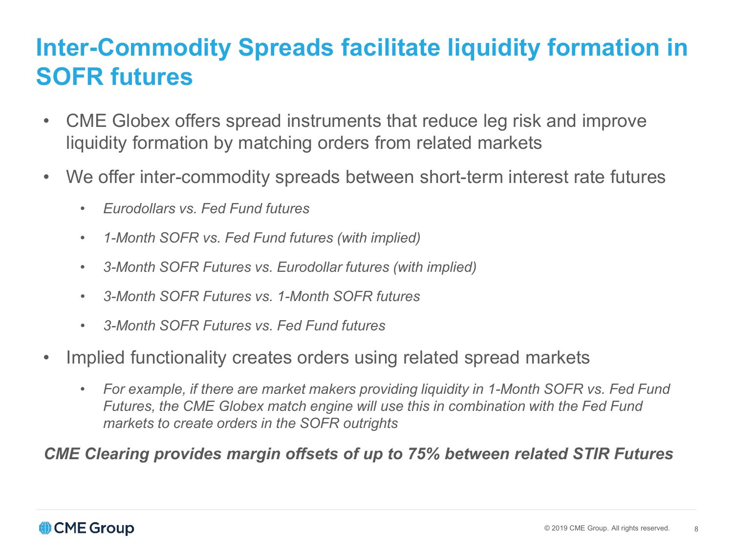# Inter-Commodity Spreads facilitate liquidity formation in SOFR futures

- CME Globex offers spread instruments that reduce leg risk and improve liquidity formation by matching orders from related markets
- We offer inter-commodity spreads between short-term interest rate futures
  - *Eurodollars vs. Fed Fund futures*
  - *1-Month SOFR vs. Fed Fund futures (with implied)*
  - *3-Month SOFR Futures vs. Eurodollar futures (with implied)*
  - *3-Month SOFR Futures vs. 1-Month SOFR futures*
  - *3-Month SOFR Futures vs. Fed Fund futures*
- Implied functionality creates orders using related spread markets
  - *For example, if there are market makers providing liquidity in 1-Month SOFR vs. Fed Fund Futures, the CME Globex match engine will use this in combination with the Fed Fund markets to create orders in the SOFR outrights*

***CME Clearing provides margin offsets of up to 75% between related STIR Futures***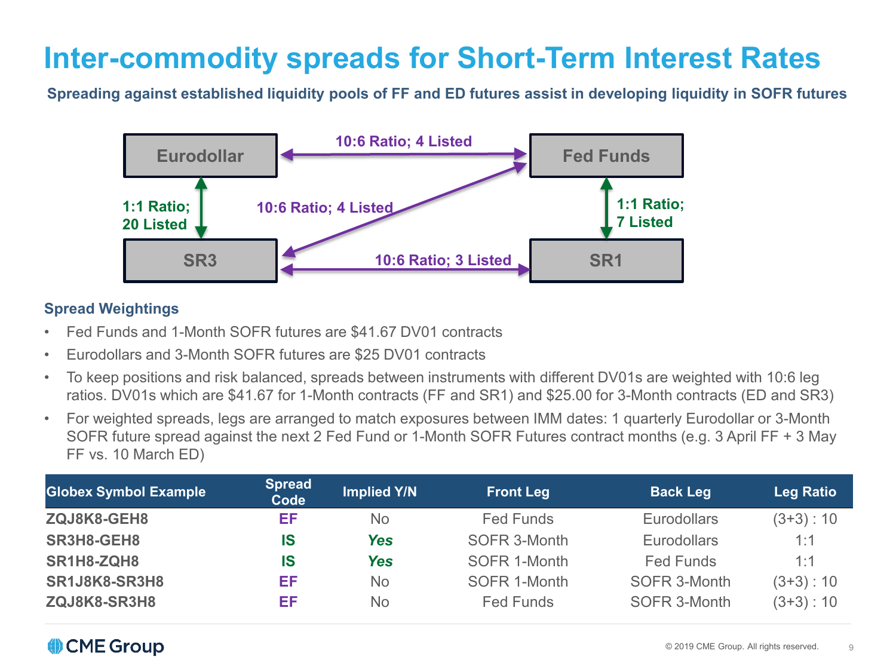# Inter-commodity spreads for Short-Term Interest Rates

**Spreading against established liquidity pools of FF and ED futures assist in developing liquidity in SOFR futures**

Eurodollar ↔ Fed Funds: 10:6 Ratio; 4 Listed

Eurodollar ↔ SR3: 1:1 Ratio; 20 Listed

SR3 ↔ Fed Funds: 10:6 Ratio; 4 Listed

Fed Funds ↔ SR1: 1:1 Ratio; 7 Listed

SR3 ↔ SR1: 10:6 Ratio; 3 Listed

### Spread Weightings

- Fed Funds and 1-Month SOFR futures are $41.67 DV01 contracts
- Eurodollars and 3-Month SOFR futures are $25 DV01 contracts
- To keep positions and risk balanced, spreads between instruments with different DV01s are weighted with 10:6 leg ratios. DV01s which are $41.67 for 1-Month contracts (FF and SR1) and $25.00 for 3-Month contracts (ED and SR3)
- For weighted spreads, legs are arranged to match exposures between IMM dates: 1 quarterly Eurodollar or 3-Month SOFR future spread against the next 2 Fed Fund or 1-Month SOFR Futures contract months (e.g. 3 April FF + 3 May FF vs. 10 March ED)

| Globex Symbol Example | Spread Code | Implied Y/N | Front Leg | Back Leg | Leg Ratio |
|---|---|---|---|---|---|
| **ZQJ8K8-GEH8** | **EF** | No | Fed Funds | Eurodollars | (3+3) : 10 |
| **SR3H8-GEH8** | **IS** | ***Yes*** | SOFR 3-Month | Eurodollars | 1:1 |
| **SR1H8-ZQH8** | **IS** | ***Yes*** | SOFR 1-Month | Fed Funds | 1:1 |
| **SR1J8K8-SR3H8** | **EF** | No | SOFR 1-Month | SOFR 3-Month | (3+3) : 10 |
| **ZQJ8K8-SR3H8** | **EF** | No | Fed Funds | SOFR 3-Month | (3+3) : 10 |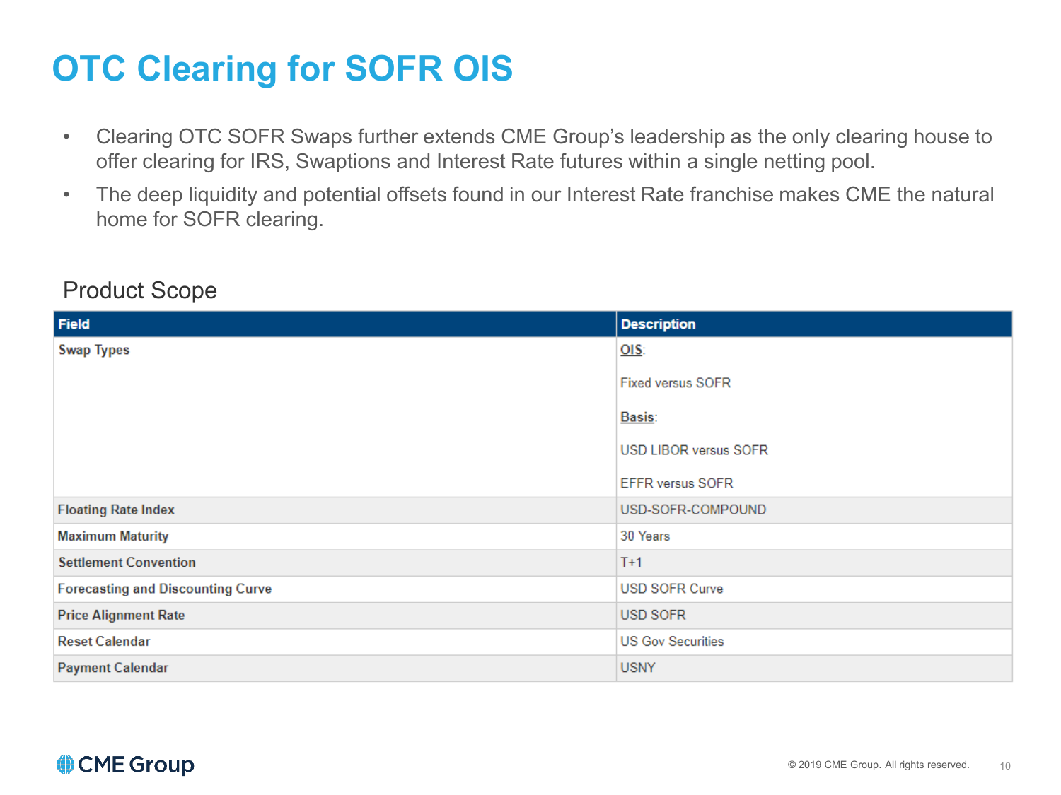# OTC Clearing for SOFR OIS

- Clearing OTC SOFR Swaps further extends CME Group's leadership as the only clearing house to offer clearing for IRS, Swaptions and Interest Rate futures within a single netting pool.
- The deep liquidity and potential offsets found in our Interest Rate franchise makes CME the natural home for SOFR clearing.

## Product Scope

| Field | Description |
|---|---|
| Swap Types | OIS:<br><br>Fixed versus SOFR<br><br>Basis:<br><br>USD LIBOR versus SOFR<br><br>EFFR versus SOFR |
| Floating Rate Index | USD-SOFR-COMPOUND |
| Maximum Maturity | 30 Years |
| Settlement Convention | T+1 |
| Forecasting and Discounting Curve | USD SOFR Curve |
| Price Alignment Rate | USD SOFR |
| Reset Calendar | US Gov Securities |
| Payment Calendar | USNY |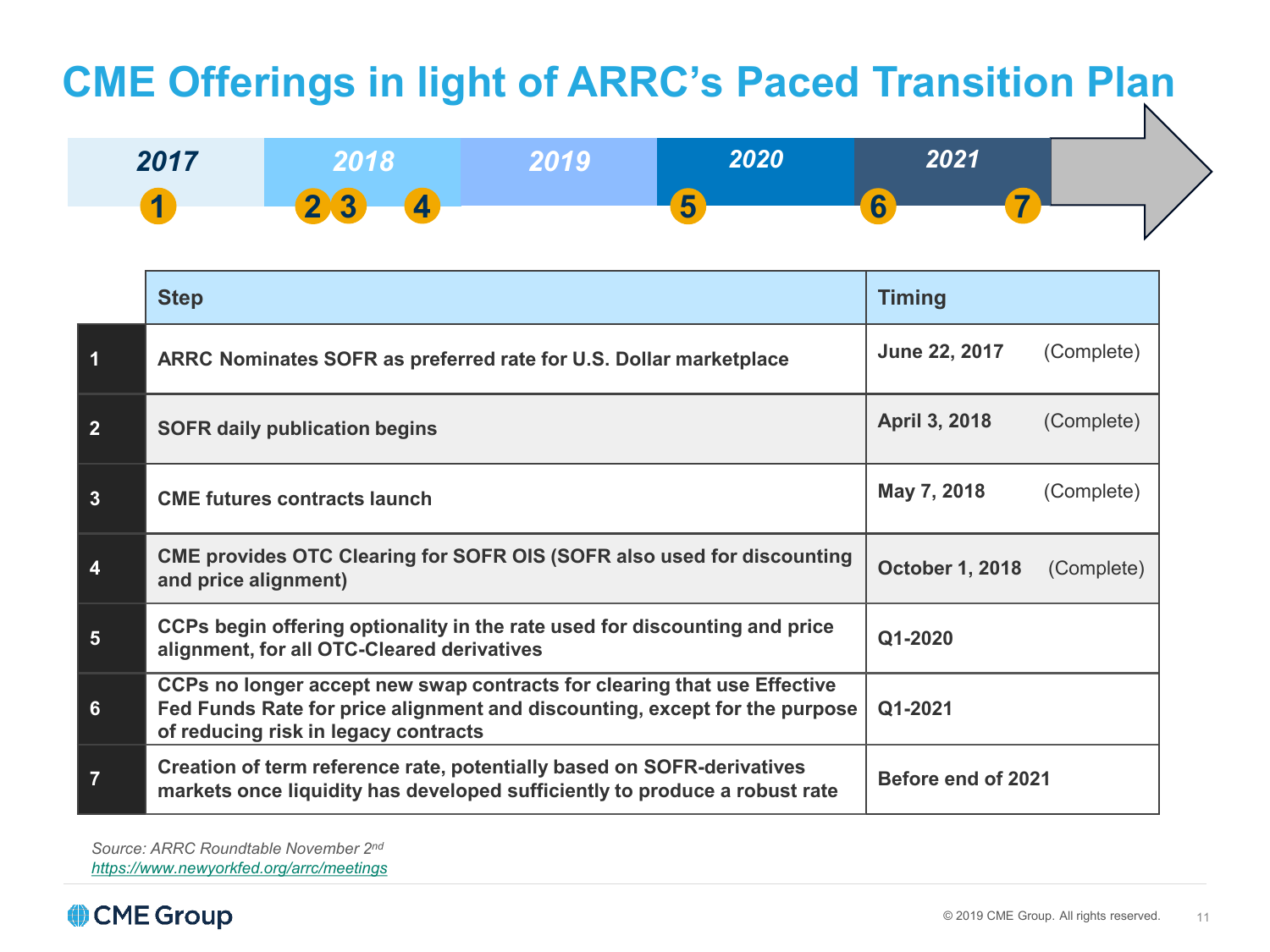# CME Offerings in light of ARRC's Paced Transition Plan

2017 — 1 | 2018 — 2, 3, 4 | 2019 | 2020 — 5 | 2021 — 6, 7

| | Step | Timing |
|---|---|---|
| 1 | ARRC Nominates SOFR as preferred rate for U.S. Dollar marketplace | June 22, 2017 (Complete) |
| 2 | SOFR daily publication begins | April 3, 2018 (Complete) |
| 3 | CME futures contracts launch | May 7, 2018 (Complete) |
| 4 | CME provides OTC Clearing for SOFR OIS (SOFR also used for discounting and price alignment) | October 1, 2018 (Complete) |
| 5 | CCPs begin offering optionality in the rate used for discounting and price alignment, for all OTC-Cleared derivatives | Q1-2020 |
| 6 | CCPs no longer accept new swap contracts for clearing that use Effective Fed Funds Rate for price alignment and discounting, except for the purpose of reducing risk in legacy contracts | Q1-2021 |
| 7 | Creation of term reference rate, potentially based on SOFR-derivatives markets once liquidity has developed sufficiently to produce a robust rate | Before end of 2021 |

*Source: ARRC Roundtable November 2nd*
https://www.newyorkfed.org/arrc/meetings

CME Group

© 2019 CME Group. All rights reserved.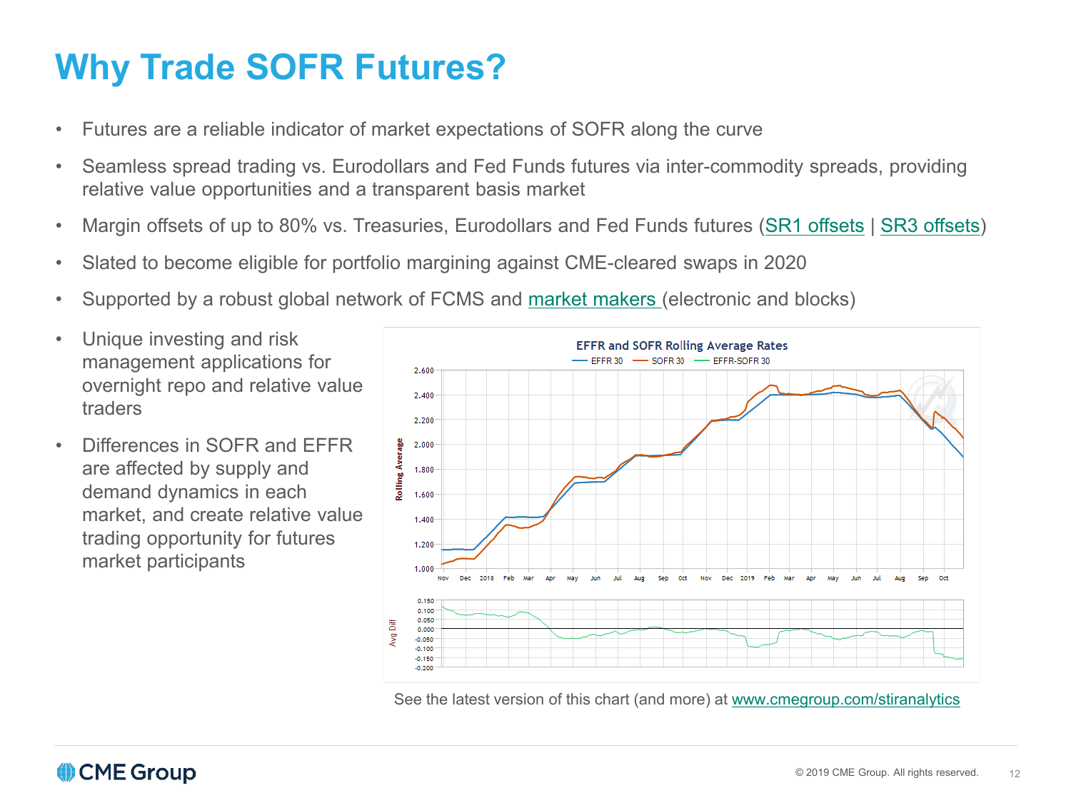# Why Trade SOFR Futures?

- Futures are a reliable indicator of market expectations of SOFR along the curve
- Seamless spread trading vs. Eurodollars and Fed Funds futures via inter-commodity spreads, providing relative value opportunities and a transparent basis market
- Margin offsets of up to 80% vs. Treasuries, Eurodollars and Fed Funds futures (SR1 offsets | SR3 offsets)
- Slated to become eligible for portfolio margining against CME-cleared swaps in 2020
- Supported by a robust global network of FCMS and market makers (electronic and blocks)
- Unique investing and risk management applications for overnight repo and relative value traders
- Differences in SOFR and EFFR are affected by supply and demand dynamics in each market, and create relative value trading opportunity for futures market participants

See the latest version of this chart (and more) at www.cmegroup.com/stiranalytics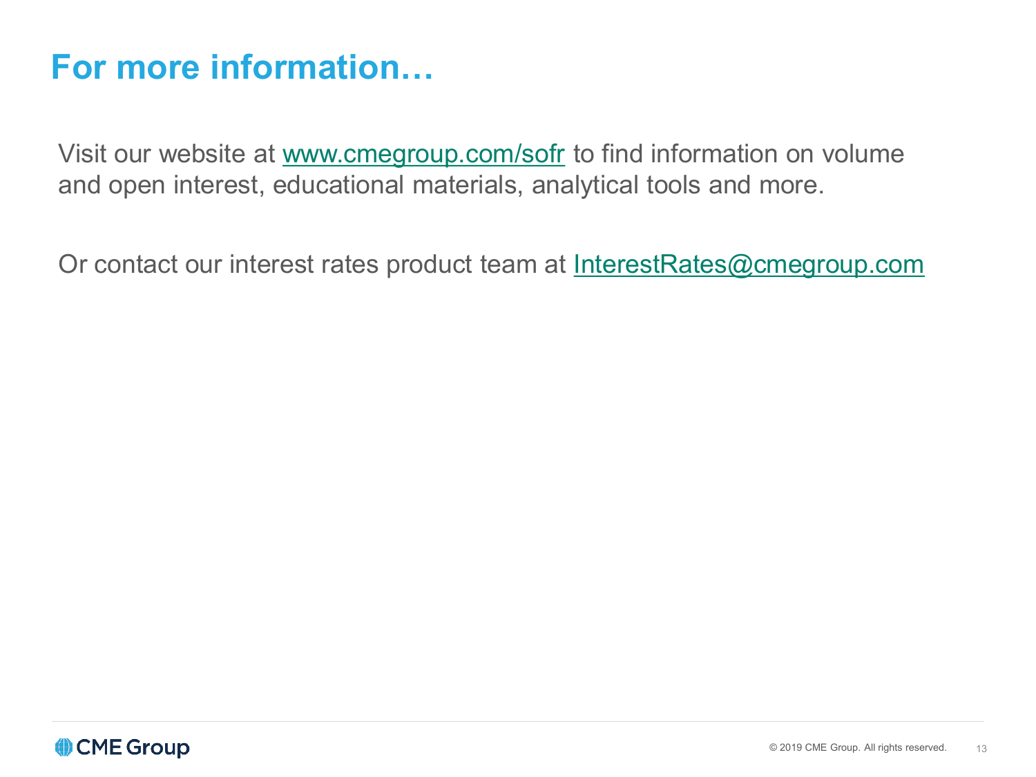# For more information…

Visit our website at www.cmegroup.com/sofr to find information on volume and open interest, educational materials, analytical tools and more.

Or contact our interest rates product team at InterestRates@cmegroup.com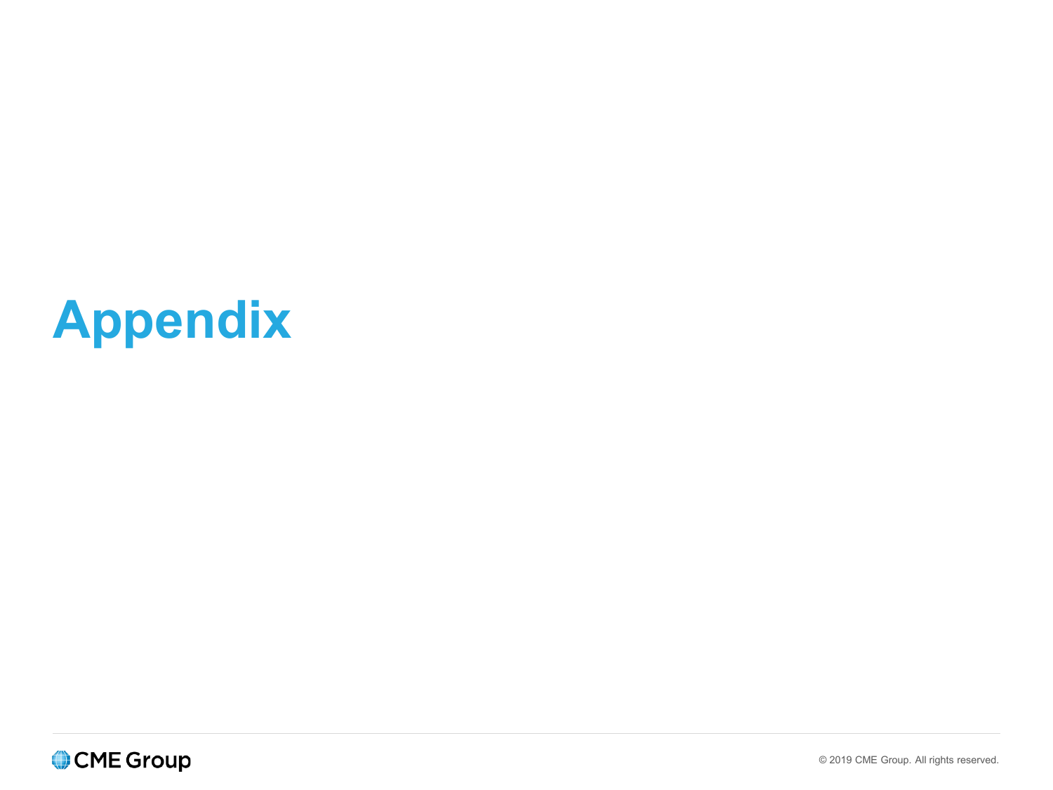# Appendix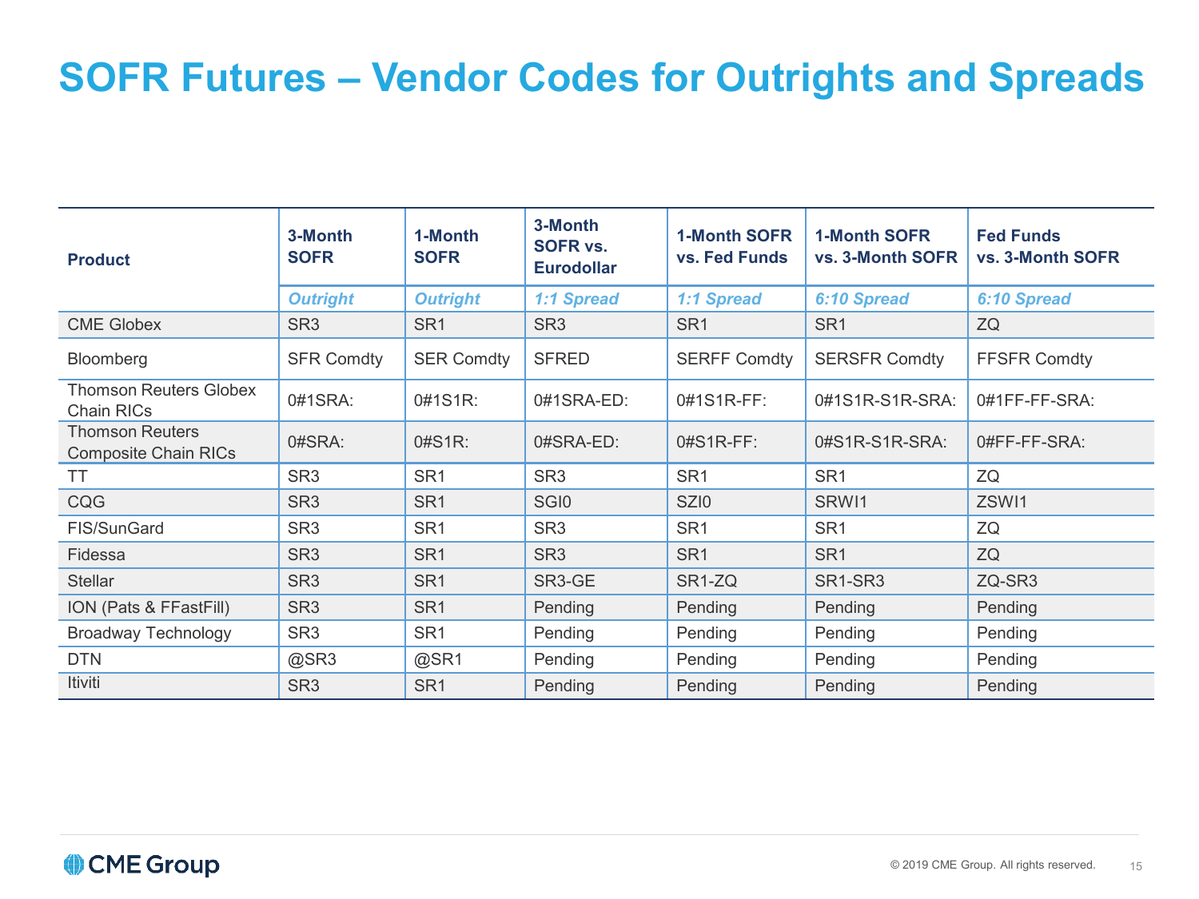# SOFR Futures – Vendor Codes for Outrights and Spreads

| Product | 3-Month SOFR | 1-Month SOFR | 3-Month SOFR vs. Eurodollar | 1-Month SOFR vs. Fed Funds | 1-Month SOFR vs. 3-Month SOFR | Fed Funds vs. 3-Month SOFR |
|---|---|---|---|---|---|---|
| | *Outright* | *Outright* | *1:1 Spread* | *1:1 Spread* | *6:10 Spread* | *6:10 Spread* |
| CME Globex | SR3 | SR1 | SR3 | SR1 | SR1 | ZQ |
| Bloomberg | SFR Comdty | SER Comdty | SFRED | SERFF Comdty | SERSFR Comdty | FFSFR Comdty |
| Thomson Reuters Globex Chain RICs | 0#1SRA: | 0#1S1R: | 0#1SRA-ED: | 0#1S1R-FF: | 0#1S1R-S1R-SRA: | 0#1FF-FF-SRA: |
| Thomson Reuters Composite Chain RICs | 0#SRA: | 0#S1R: | 0#SRA-ED: | 0#S1R-FF: | 0#S1R-S1R-SRA: | 0#FF-FF-SRA: |
| TT | SR3 | SR1 | SR3 | SR1 | SR1 | ZQ |
| CQG | SR3 | SR1 | SGI0 | SZI0 | SRWI1 | ZSWI1 |
| FIS/SunGard | SR3 | SR1 | SR3 | SR1 | SR1 | ZQ |
| Fidessa | SR3 | SR1 | SR3 | SR1 | SR1 | ZQ |
| Stellar | SR3 | SR1 | SR3-GE | SR1-ZQ | SR1-SR3 | ZQ-SR3 |
| ION (Pats & FFastFill) | SR3 | SR1 | Pending | Pending | Pending | Pending |
| Broadway Technology | SR3 | SR1 | Pending | Pending | Pending | Pending |
| DTN | @SR3 | @SR1 | Pending | Pending | Pending | Pending |
| Itiviti | SR3 | SR1 | Pending | Pending | Pending | Pending |

CME Group

© 2019 CME Group. All rights reserved.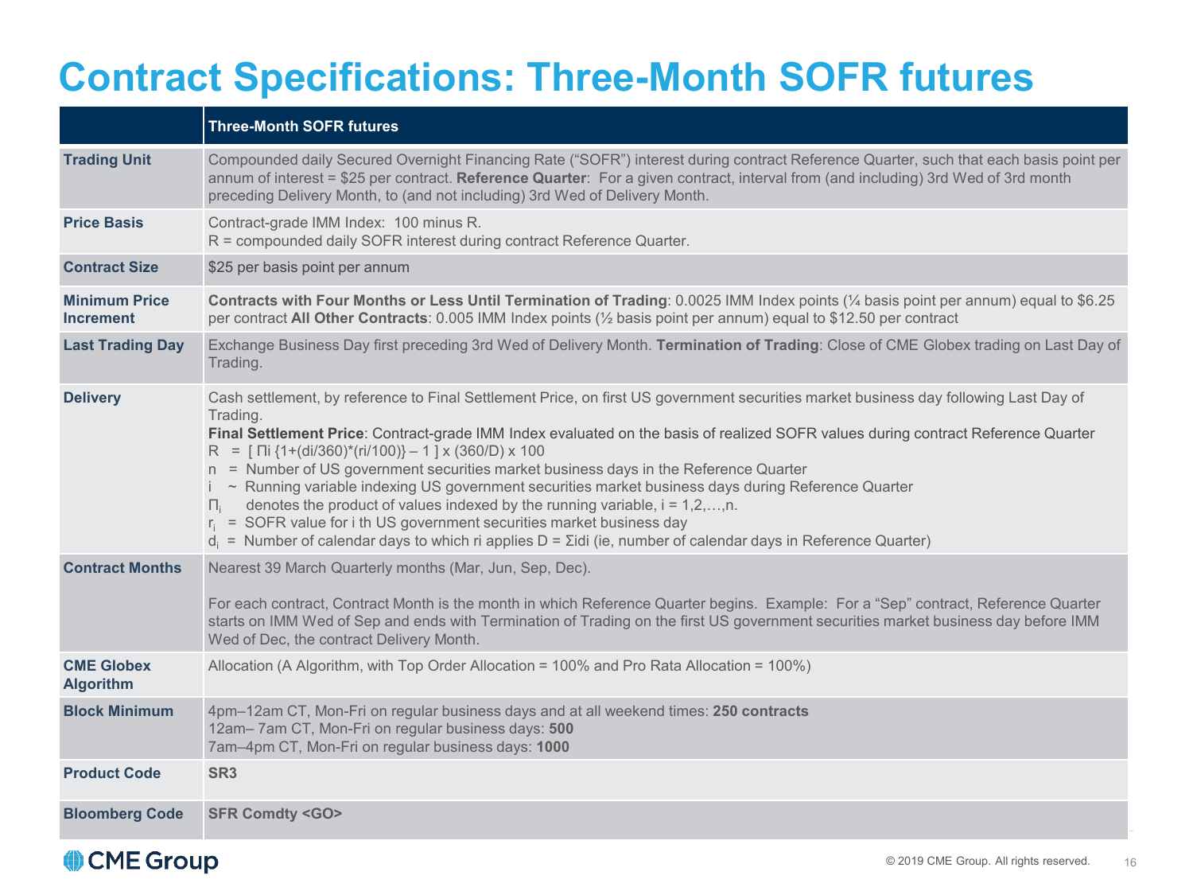# Contract Specifications: Three-Month SOFR futures

| | Three-Month SOFR futures |
|---|---|
| **Trading Unit** | Compounded daily Secured Overnight Financing Rate ("SOFR") interest during contract Reference Quarter, such that each basis point per annum of interest = $25 per contract. **Reference Quarter**: For a given contract, interval from (and including) 3rd Wed of 3rd month preceding Delivery Month, to (and not including) 3rd Wed of Delivery Month. |
| **Price Basis** | Contract-grade IMM Index: 100 minus R.<br>R = compounded daily SOFR interest during contract Reference Quarter. |
| **Contract Size** | $25 per basis point per annum |
| **Minimum Price Increment** | **Contracts with Four Months or Less Until Termination of Trading**: 0.0025 IMM Index points (¼ basis point per annum) equal to $6.25 per contract **All Other Contracts**: 0.005 IMM Index points (½ basis point per annum) equal to $12.50 per contract |
| **Last Trading Day** | Exchange Business Day first preceding 3rd Wed of Delivery Month. **Termination of Trading**: Close of CME Globex trading on Last Day of Trading. |
| **Delivery** | Cash settlement, by reference to Final Settlement Price, on first US government securities market business day following Last Day of Trading.<br>**Final Settlement Price**: Contract-grade IMM Index evaluated on the basis of realized SOFR values during contract Reference Quarter<br>$R = [\ \Pi_i \{1+(d_i/360)*(r_i/100)\} - 1\ ] \times (360/D) \times 100$<br>n = Number of US government securities market business days in the Reference Quarter<br>i ~ Running variable indexing US government securities market business days during Reference Quarter<br>$\Pi_i$ denotes the product of values indexed by the running variable, i = 1,2,…,n.<br>$r_i$ = SOFR value for i th US government securities market business day<br>$d_i$ = Number of calendar days to which ri applies $D = \Sigma_i d_i$ (ie, number of calendar days in Reference Quarter) |
| **Contract Months** | Nearest 39 March Quarterly months (Mar, Jun, Sep, Dec).<br><br>For each contract, Contract Month is the month in which Reference Quarter begins. Example: For a "Sep" contract, Reference Quarter starts on IMM Wed of Sep and ends with Termination of Trading on the first US government securities market business day before IMM Wed of Dec, the contract Delivery Month. |
| **CME Globex Algorithm** | Allocation (A Algorithm, with Top Order Allocation = 100% and Pro Rata Allocation = 100%) |
| **Block Minimum** | 4pm–12am CT, Mon-Fri on regular business days and at all weekend times: **250 contracts**<br>12am– 7am CT, Mon-Fri on regular business days: **500**<br>7am–4pm CT, Mon-Fri on regular business days: **1000** |
| **Product Code** | **SR3** |
| **Bloomberg Code** | **SFR Comdty <GO>** |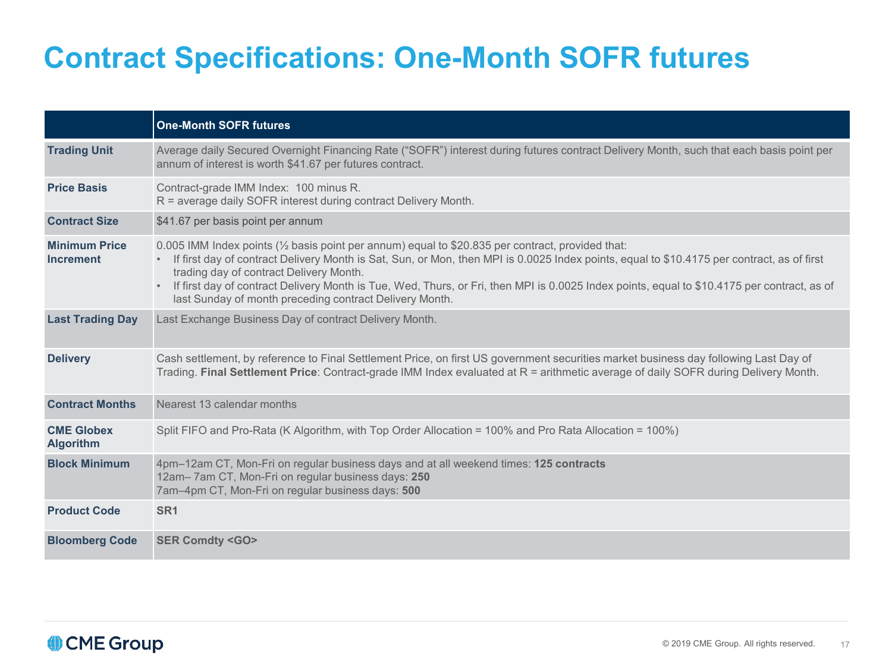# Contract Specifications: One-Month SOFR futures

| | One-Month SOFR futures |
|---|---|
| **Trading Unit** | Average daily Secured Overnight Financing Rate ("SOFR") interest during futures contract Delivery Month, such that each basis point per annum of interest is worth $41.67 per futures contract. |
| **Price Basis** | Contract-grade IMM Index: 100 minus R.<br>R = average daily SOFR interest during contract Delivery Month. |
| **Contract Size** | $41.67 per basis point per annum |
| **Minimum Price Increment** | 0.005 IMM Index points (½ basis point per annum) equal to $20.835 per contract, provided that:<br>• If first day of contract Delivery Month is Sat, Sun, or Mon, then MPI is 0.0025 Index points, equal to $10.4175 per contract, as of first trading day of contract Delivery Month.<br>• If first day of contract Delivery Month is Tue, Wed, Thurs, or Fri, then MPI is 0.0025 Index points, equal to $10.4175 per contract, as of last Sunday of month preceding contract Delivery Month. |
| **Last Trading Day** | Last Exchange Business Day of contract Delivery Month. |
| **Delivery** | Cash settlement, by reference to Final Settlement Price, on first US government securities market business day following Last Day of Trading. **Final Settlement Price**: Contract-grade IMM Index evaluated at R = arithmetic average of daily SOFR during Delivery Month. |
| **Contract Months** | Nearest 13 calendar months |
| **CME Globex Algorithm** | Split FIFO and Pro-Rata (K Algorithm, with Top Order Allocation = 100% and Pro Rata Allocation = 100%) |
| **Block Minimum** | 4pm–12am CT, Mon-Fri on regular business days and at all weekend times: **125 contracts**<br>12am– 7am CT, Mon-Fri on regular business days: **250**<br>7am–4pm CT, Mon-Fri on regular business days: **500** |
| **Product Code** | **SR1** |
| **Bloomberg Code** | **SER Comdty <GO>** |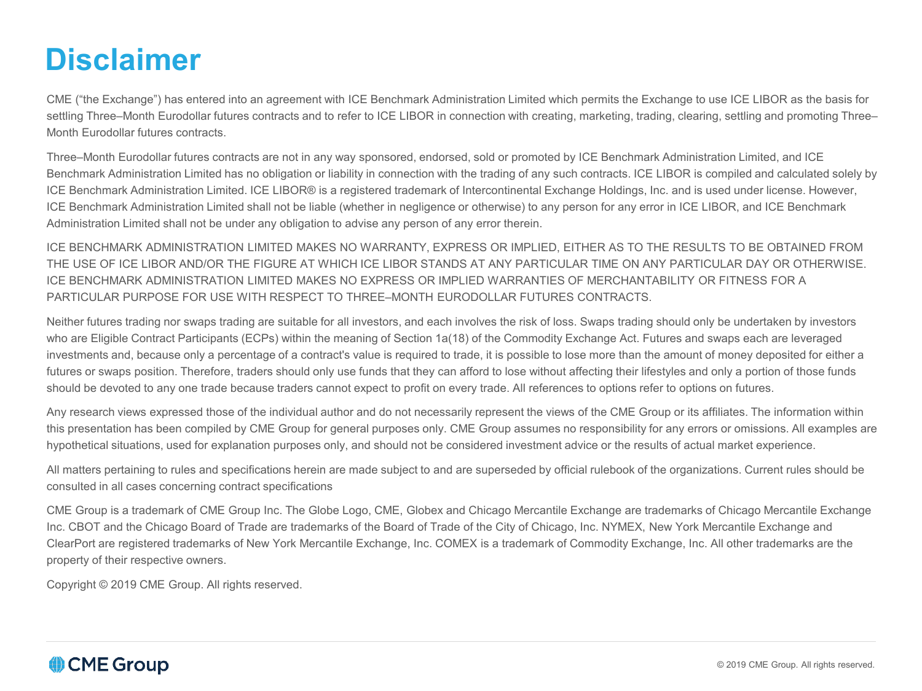# Disclaimer

CME ("the Exchange") has entered into an agreement with ICE Benchmark Administration Limited which permits the Exchange to use ICE LIBOR as the basis for settling Three–Month Eurodollar futures contracts and to refer to ICE LIBOR in connection with creating, marketing, trading, clearing, settling and promoting Three–Month Eurodollar futures contracts.

Three–Month Eurodollar futures contracts are not in any way sponsored, endorsed, sold or promoted by ICE Benchmark Administration Limited, and ICE Benchmark Administration Limited has no obligation or liability in connection with the trading of any such contracts. ICE LIBOR is compiled and calculated solely by ICE Benchmark Administration Limited. ICE LIBOR® is a registered trademark of Intercontinental Exchange Holdings, Inc. and is used under license. However, ICE Benchmark Administration Limited shall not be liable (whether in negligence or otherwise) to any person for any error in ICE LIBOR, and ICE Benchmark Administration Limited shall not be under any obligation to advise any person of any error therein.

ICE BENCHMARK ADMINISTRATION LIMITED MAKES NO WARRANTY, EXPRESS OR IMPLIED, EITHER AS TO THE RESULTS TO BE OBTAINED FROM THE USE OF ICE LIBOR AND/OR THE FIGURE AT WHICH ICE LIBOR STANDS AT ANY PARTICULAR TIME ON ANY PARTICULAR DAY OR OTHERWISE. ICE BENCHMARK ADMINISTRATION LIMITED MAKES NO EXPRESS OR IMPLIED WARRANTIES OF MERCHANTABILITY OR FITNESS FOR A PARTICULAR PURPOSE FOR USE WITH RESPECT TO THREE–MONTH EURODOLLAR FUTURES CONTRACTS.

Neither futures trading nor swaps trading are suitable for all investors, and each involves the risk of loss. Swaps trading should only be undertaken by investors who are Eligible Contract Participants (ECPs) within the meaning of Section 1a(18) of the Commodity Exchange Act. Futures and swaps each are leveraged investments and, because only a percentage of a contract's value is required to trade, it is possible to lose more than the amount of money deposited for either a futures or swaps position. Therefore, traders should only use funds that they can afford to lose without affecting their lifestyles and only a portion of those funds should be devoted to any one trade because traders cannot expect to profit on every trade. All references to options refer to options on futures.

Any research views expressed those of the individual author and do not necessarily represent the views of the CME Group or its affiliates. The information within this presentation has been compiled by CME Group for general purposes only. CME Group assumes no responsibility for any errors or omissions. All examples are hypothetical situations, used for explanation purposes only, and should not be considered investment advice or the results of actual market experience.

All matters pertaining to rules and specifications herein are made subject to and are superseded by official rulebook of the organizations. Current rules should be consulted in all cases concerning contract specifications

CME Group is a trademark of CME Group Inc. The Globe Logo, CME, Globex and Chicago Mercantile Exchange are trademarks of Chicago Mercantile Exchange Inc. CBOT and the Chicago Board of Trade are trademarks of the Board of Trade of the City of Chicago, Inc. NYMEX, New York Mercantile Exchange and ClearPort are registered trademarks of New York Mercantile Exchange, Inc. COMEX is a trademark of Commodity Exchange, Inc. All other trademarks are the property of their respective owners.

Copyright © 2019 CME Group. All rights reserved.